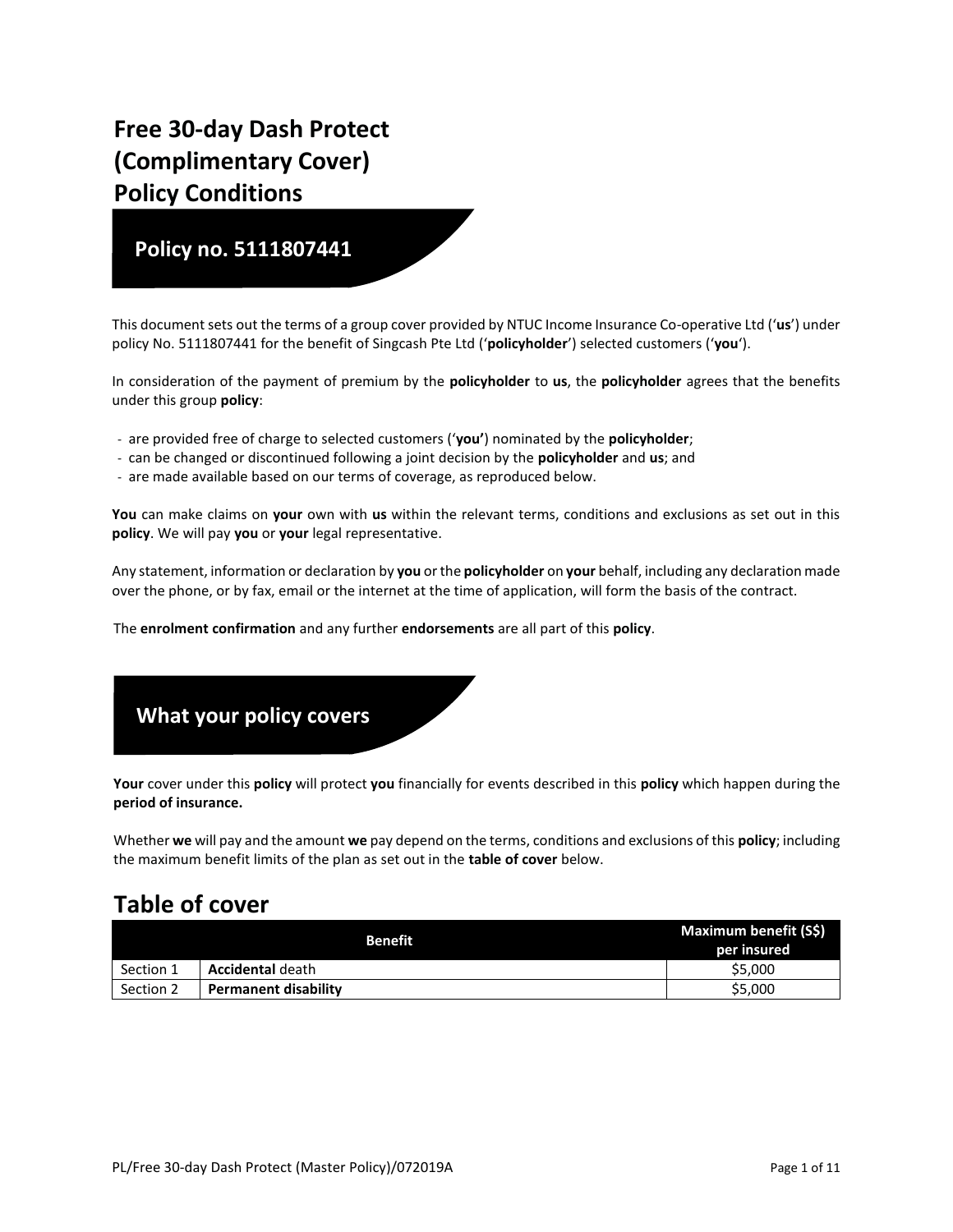# Free 30-day Dash Protect (Complimentary Cover) Policy Conditions

## Policy no. 5111807441

This document sets out the terms of a group cover provided by NTUC Income Insurance Co-operative Ltd ('**us**') under policy No. 5111807441 for the benefit of Singcash Pte Ltd ('**policyholder**') selected customers ('**you**').

In consideration of the payment of premium by the **policyholder** to **us**, the **policyholder** agrees that the benefits under this group **policy**:

- are provided free of charge to selected customers ('**you'**) nominated by the **policyholder**;
- can be changed or discontinued following a joint decision by the **policyholder** and **us**; and
- are made available based on our terms of coverage, as reproduced below.

**You** can make claims on **your** own with **us** within the relevant terms, conditions and exclusions as set out in this **policy**. We will pay **you** or **your** legal representative.

Any statement, information or declaration by **you** or the **policyholder** on **your** behalf, including any declaration made over the phone, or by fax, email or the internet at the time of application, will form the basis of the contract.

The **enrolment confirmation** and any further **endorsements** are all part of this **policy**.

## What your policy covers

**Your** cover under this **policy** will protect **you** financially for events described in this **policy** which happen during the **period of insurance.**

Whether **we** will pay and the amount **we** pay depend on the terms, conditions and exclusions of this **policy**; including the maximum benefit limits of the plan as set out in the **table of cover** below.

# Table of cover

| | Benefit | Maximum benefit (S$) per insured |
|---|---|---|
| Section 1 | **Accidental** death | $5,000 |
| Section 2 | **Permanent disability** | $5,000 |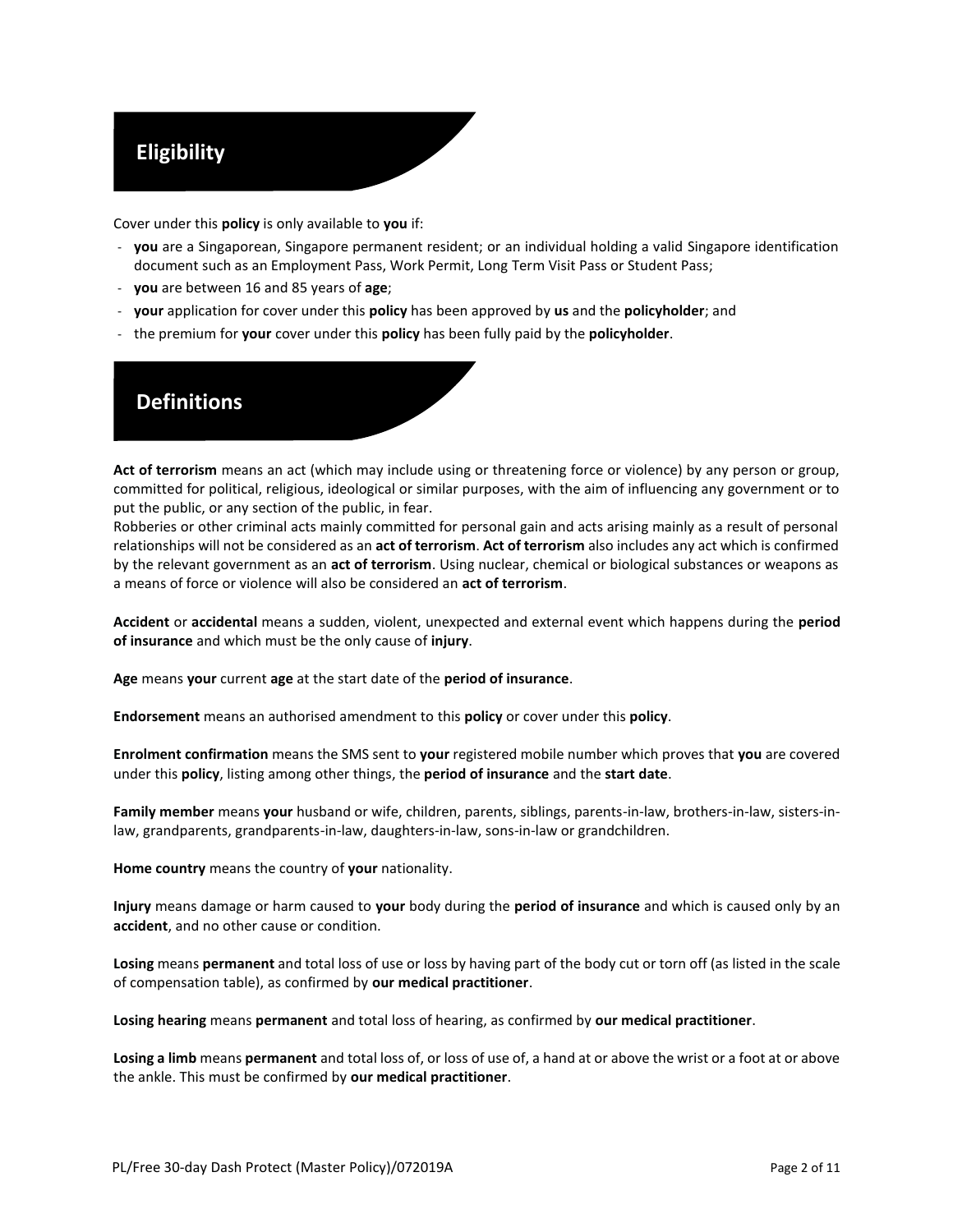## Eligibility

Cover under this **policy** is only available to **you** if:

- **you** are a Singaporean, Singapore permanent resident; or an individual holding a valid Singapore identification document such as an Employment Pass, Work Permit, Long Term Visit Pass or Student Pass;
- **you** are between 16 and 85 years of **age**;
- **your** application for cover under this **policy** has been approved by **us** and the **policyholder**; and
- the premium for **your** cover under this **policy** has been fully paid by the **policyholder**.

## Definitions

**Act of terrorism** means an act (which may include using or threatening force or violence) by any person or group, committed for political, religious, ideological or similar purposes, with the aim of influencing any government or to put the public, or any section of the public, in fear.
Robberies or other criminal acts mainly committed for personal gain and acts arising mainly as a result of personal relationships will not be considered as an **act of terrorism**. **Act of terrorism** also includes any act which is confirmed by the relevant government as an **act of terrorism**. Using nuclear, chemical or biological substances or weapons as a means of force or violence will also be considered an **act of terrorism**.

**Accident** or **accidental** means a sudden, violent, unexpected and external event which happens during the **period of insurance** and which must be the only cause of **injury**.

**Age** means **your** current **age** at the start date of the **period of insurance**.

**Endorsement** means an authorised amendment to this **policy** or cover under this **policy**.

**Enrolment confirmation** means the SMS sent to **your** registered mobile number which proves that **you** are covered under this **policy**, listing among other things, the **period of insurance** and the **start date**.

**Family member** means **your** husband or wife, children, parents, siblings, parents-in-law, brothers-in-law, sisters-in-law, grandparents, grandparents-in-law, daughters-in-law, sons-in-law or grandchildren.

**Home country** means the country of **your** nationality.

**Injury** means damage or harm caused to **your** body during the **period of insurance** and which is caused only by an **accident**, and no other cause or condition.

**Losing** means **permanent** and total loss of use or loss by having part of the body cut or torn off (as listed in the scale of compensation table), as confirmed by **our medical practitioner**.

**Losing hearing** means **permanent** and total loss of hearing, as confirmed by **our medical practitioner**.

**Losing a limb** means **permanent** and total loss of, or loss of use of, a hand at or above the wrist or a foot at or above the ankle. This must be confirmed by **our medical practitioner**.

PL/Free 30-day Dash Protect (Master Policy)/072019A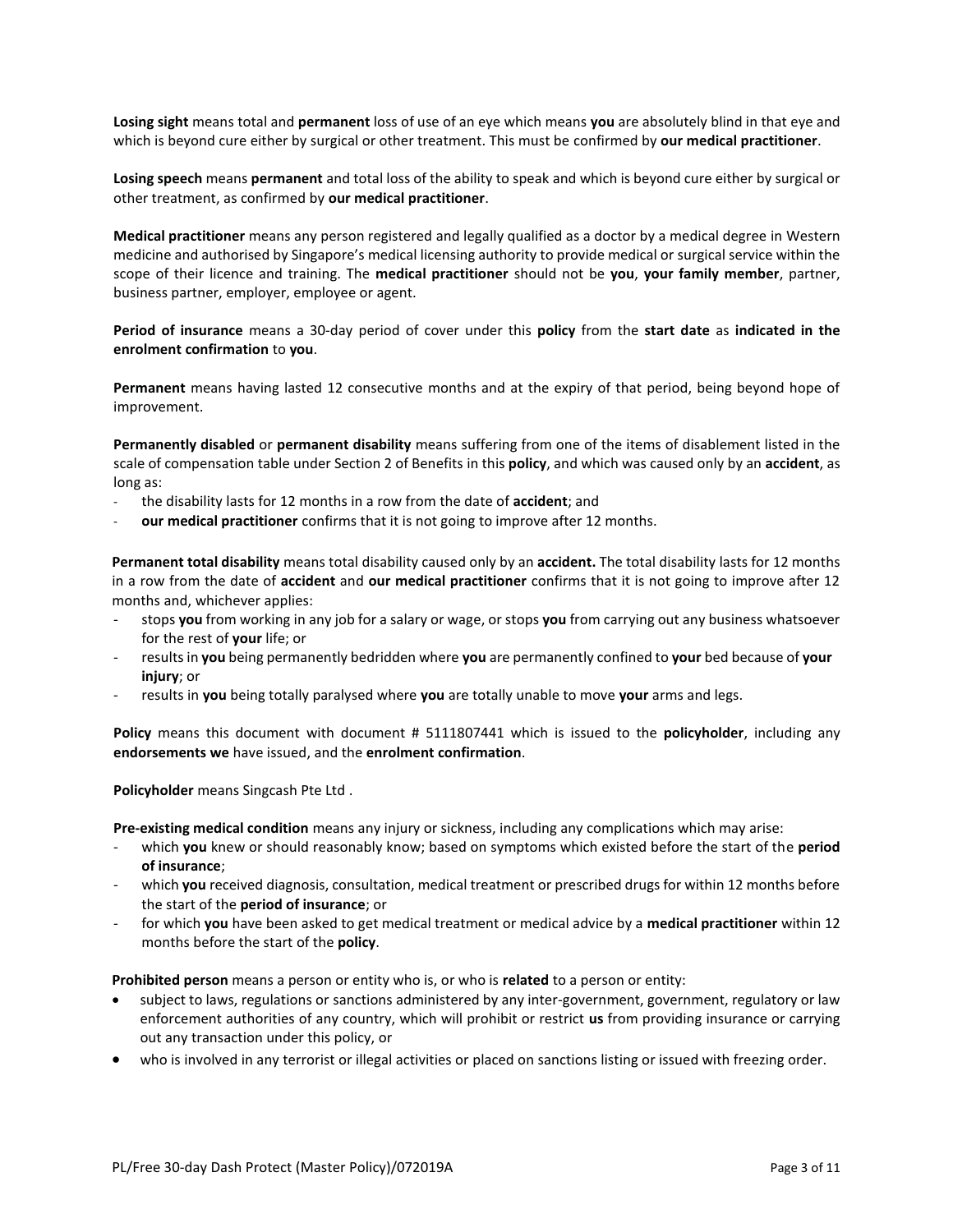**Losing sight** means total and **permanent** loss of use of an eye which means **you** are absolutely blind in that eye and which is beyond cure either by surgical or other treatment. This must be confirmed by **our medical practitioner**.

**Losing speech** means **permanent** and total loss of the ability to speak and which is beyond cure either by surgical or other treatment, as confirmed by **our medical practitioner**.

**Medical practitioner** means any person registered and legally qualified as a doctor by a medical degree in Western medicine and authorised by Singapore's medical licensing authority to provide medical or surgical service within the scope of their licence and training. The **medical practitioner** should not be **you**, **your family member**, partner, business partner, employer, employee or agent.

**Period of insurance** means a 30-day period of cover under this **policy** from the **start date** as **indicated in the enrolment confirmation** to **you**.

**Permanent** means having lasted 12 consecutive months and at the expiry of that period, being beyond hope of improvement.

**Permanently disabled** or **permanent disability** means suffering from one of the items of disablement listed in the scale of compensation table under Section 2 of Benefits in this **policy**, and which was caused only by an **accident**, as long as:

- the disability lasts for 12 months in a row from the date of **accident**; and
- **our medical practitioner** confirms that it is not going to improve after 12 months.

**Permanent total disability** means total disability caused only by an **accident.** The total disability lasts for 12 months in a row from the date of **accident** and **our medical practitioner** confirms that it is not going to improve after 12 months and, whichever applies:

- stops **you** from working in any job for a salary or wage, or stops **you** from carrying out any business whatsoever for the rest of **your** life; or
- results in **you** being permanently bedridden where **you** are permanently confined to **your** bed because of **your injury**; or
- results in **you** being totally paralysed where **you** are totally unable to move **your** arms and legs.

**Policy** means this document with document # 5111807441 which is issued to the **policyholder**, including any **endorsements we** have issued, and the **enrolment confirmation**.

**Policyholder** means Singcash Pte Ltd .

**Pre-existing medical condition** means any injury or sickness, including any complications which may arise:

- which **you** knew or should reasonably know; based on symptoms which existed before the start of the **period of insurance**;
- which **you** received diagnosis, consultation, medical treatment or prescribed drugs for within 12 months before the start of the **period of insurance**; or
- for which **you** have been asked to get medical treatment or medical advice by a **medical practitioner** within 12 months before the start of the **policy**.

**Prohibited person** means a person or entity who is, or who is **related** to a person or entity:

- subject to laws, regulations or sanctions administered by any inter-government, government, regulatory or law enforcement authorities of any country, which will prohibit or restrict **us** from providing insurance or carrying out any transaction under this policy, or
- who is involved in any terrorist or illegal activities or placed on sanctions listing or issued with freezing order.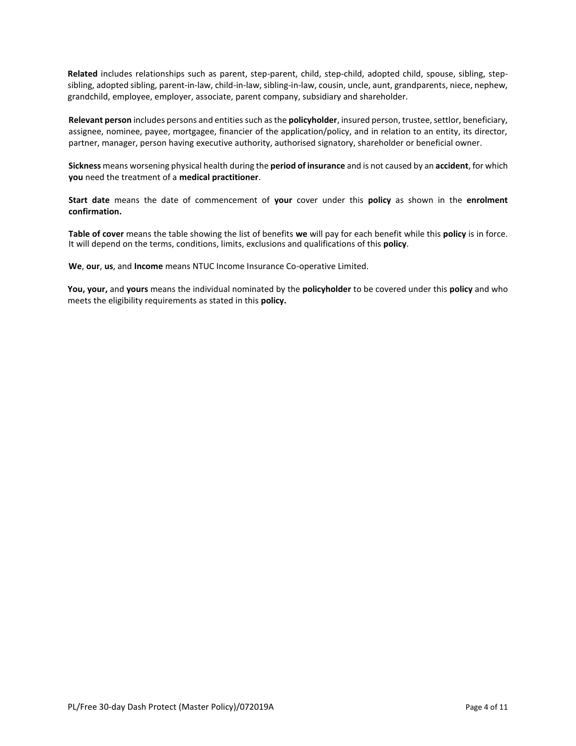**Related** includes relationships such as parent, step-parent, child, step-child, adopted child, spouse, sibling, step-sibling, adopted sibling, parent-in-law, child-in-law, sibling-in-law, cousin, uncle, aunt, grandparents, niece, nephew, grandchild, employee, employer, associate, parent company, subsidiary and shareholder.

**Relevant person** includes persons and entities such as the **policyholder**, insured person, trustee, settlor, beneficiary, assignee, nominee, payee, mortgagee, financier of the application/policy, and in relation to an entity, its director, partner, manager, person having executive authority, authorised signatory, shareholder or beneficial owner.

**Sickness** means worsening physical health during the **period of insurance** and is not caused by an **accident**, for which **you** need the treatment of a **medical practitioner**.

**Start date** means the date of commencement of **your** cover under this **policy** as shown in the **enrolment confirmation.**

**Table of cover** means the table showing the list of benefits **we** will pay for each benefit while this **policy** is in force. It will depend on the terms, conditions, limits, exclusions and qualifications of this **policy**.

**We**, **our**, **us**, and **Income** means NTUC Income Insurance Co-operative Limited.

**You, your,** and **yours** means the individual nominated by the **policyholder** to be covered under this **policy** and who meets the eligibility requirements as stated in this **policy.**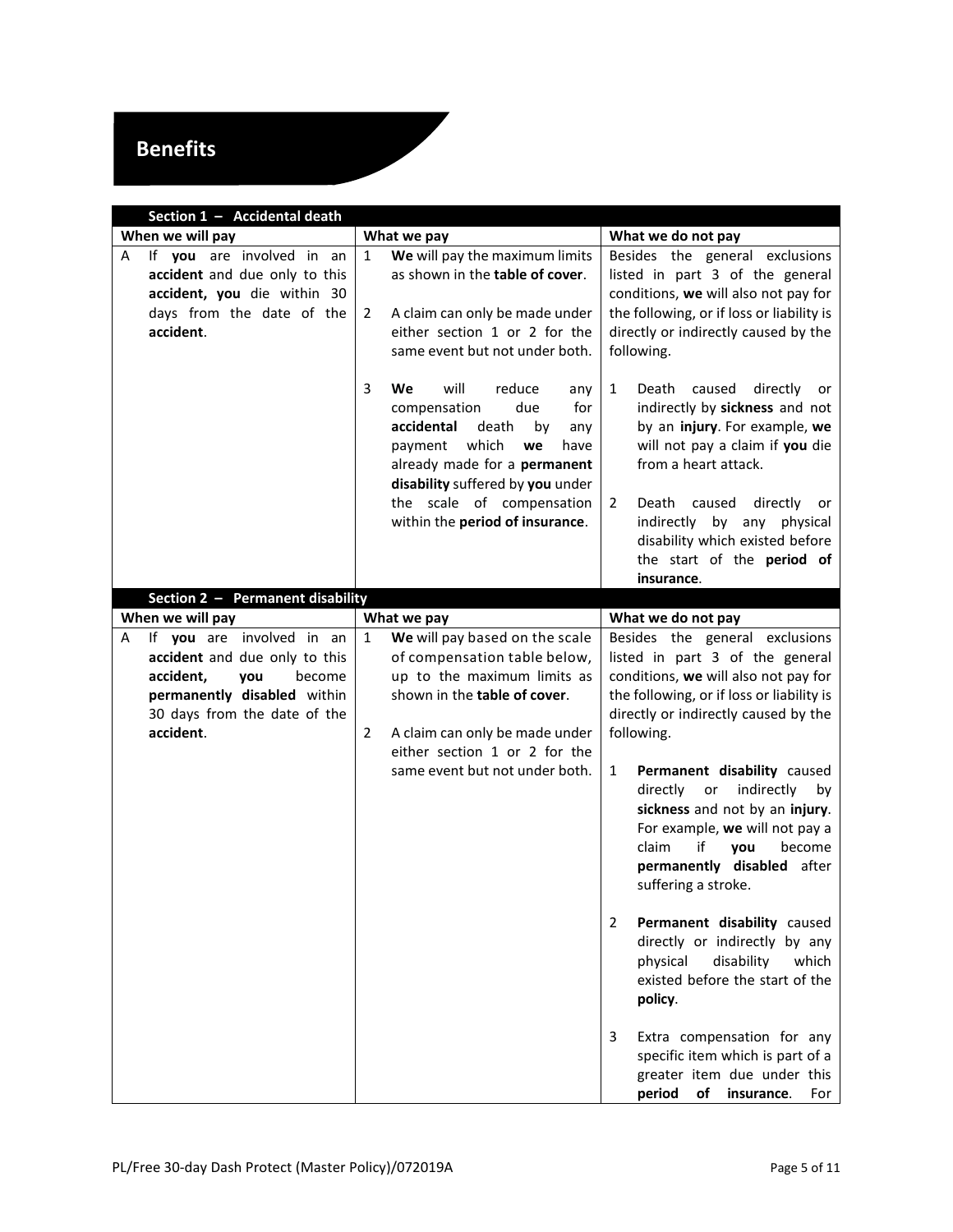# Benefits

| Section 1 – Accidental death | | |
|---|---|---|
| **When we will pay** | **What we pay** | **What we do not pay** |
| A If **you** are involved in an **accident** and due only to this **accident**, **you** die within 30 days from the date of the **accident**. | 1 **We** will pay the maximum limits as shown in the **table of cover**.<br><br>2 A claim can only be made under either section 1 or 2 for the same event but not under both.<br><br>3 **We** will reduce any compensation due for **accidental** death by any payment which **we** have already made for a **permanent disability** suffered by **you** under the scale of compensation within the **period of insurance**. | Besides the general exclusions listed in part 3 of the general conditions, **we** will also not pay for the following, or if loss or liability is directly or indirectly caused by the following.<br><br>1 Death caused directly or indirectly by **sickness** and not by an **injury**. For example, **we** will not pay a claim if **you** die from a heart attack.<br><br>2 Death caused directly or indirectly by any physical disability which existed before the start of the **period of insurance**. |

| Section 2 – Permanent disability | | |
|---|---|---|
| **When we will pay** | **What we pay** | **What we do not pay** |
| A If **you** are involved in an **accident** and due only to this **accident**, **you** become **permanently disabled** within 30 days from the date of the **accident**. | 1 **We** will pay based on the scale of compensation table below, up to the maximum limits as shown in the **table of cover**.<br><br>2 A claim can only be made under either section 1 or 2 for the same event but not under both. | Besides the general exclusions listed in part 3 of the general conditions, **we** will also not pay for the following, or if loss or liability is directly or indirectly caused by the following.<br><br>1 **Permanent disability** caused directly or indirectly by **sickness** and not by an **injury**. For example, **we** will not pay a claim if **you** become **permanently disabled** after suffering a stroke.<br><br>2 **Permanent disability** caused directly or indirectly by any physical disability which existed before the start of the **policy**.<br><br>3 Extra compensation for any specific item which is part of a greater item due under this **period of insurance**. For |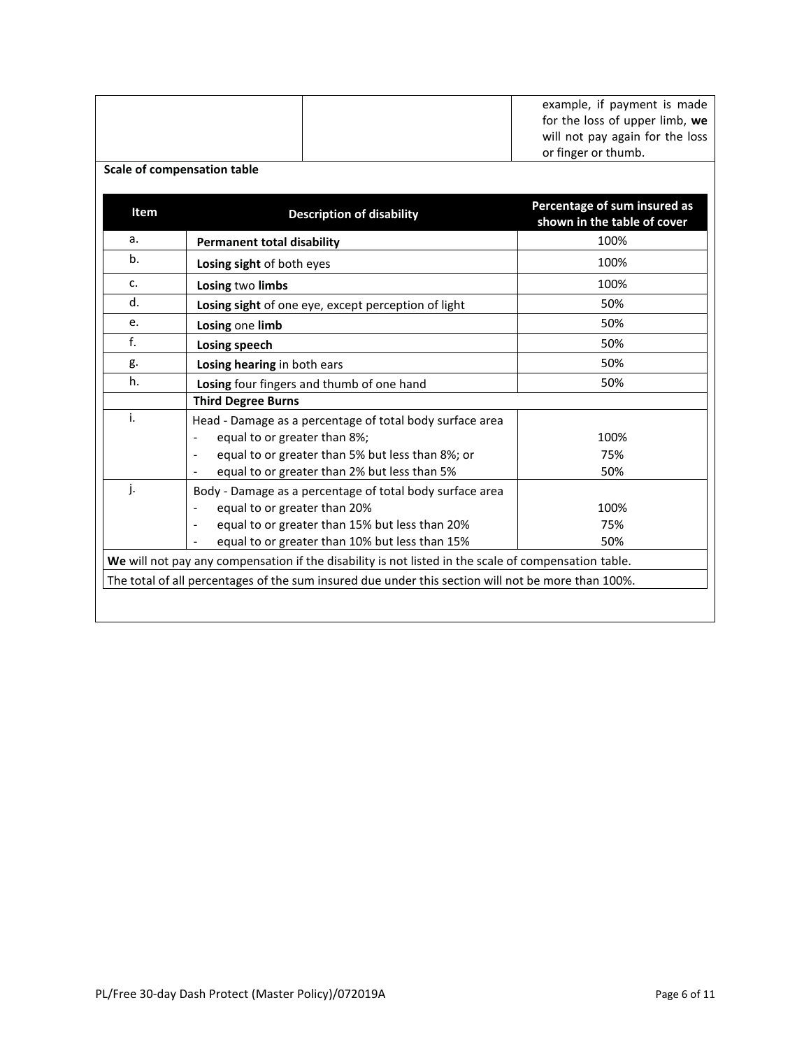| | | example, if payment is made for the loss of upper limb, **we** will not pay again for the loss or finger or thumb. |
|---|---|---|

**Scale of compensation table**

| Item | Description of disability | Percentage of sum insured as shown in the table of cover |
|---|---|---|
| a. | **Permanent total disability** | 100% |
| b. | **Losing sight** of both eyes | 100% |
| c. | **Losing** two **limbs** | 100% |
| d. | **Losing sight** of one eye, except perception of light | 50% |
| e. | **Losing** one **limb** | 50% |
| f. | **Losing speech** | 50% |
| g. | **Losing hearing** in both ears | 50% |
| h. | **Losing** four fingers and thumb of one hand | 50% |
| | **Third Degree Burns** | |
| i. | Head - Damage as a percentage of total body surface area<br>- equal to or greater than 8%;<br>- equal to or greater than 5% but less than 8%; or<br>- equal to or greater than 2% but less than 5% | <br>100%<br>75%<br>50% |
| j. | Body - Damage as a percentage of total body surface area<br>- equal to or greater than 20%<br>- equal to or greater than 15% but less than 20%<br>- equal to or greater than 10% but less than 15% | <br>100%<br>75%<br>50% |

**We** will not pay any compensation if the disability is not listed in the scale of compensation table.

The total of all percentages of the sum insured due under this section will not be more than 100%.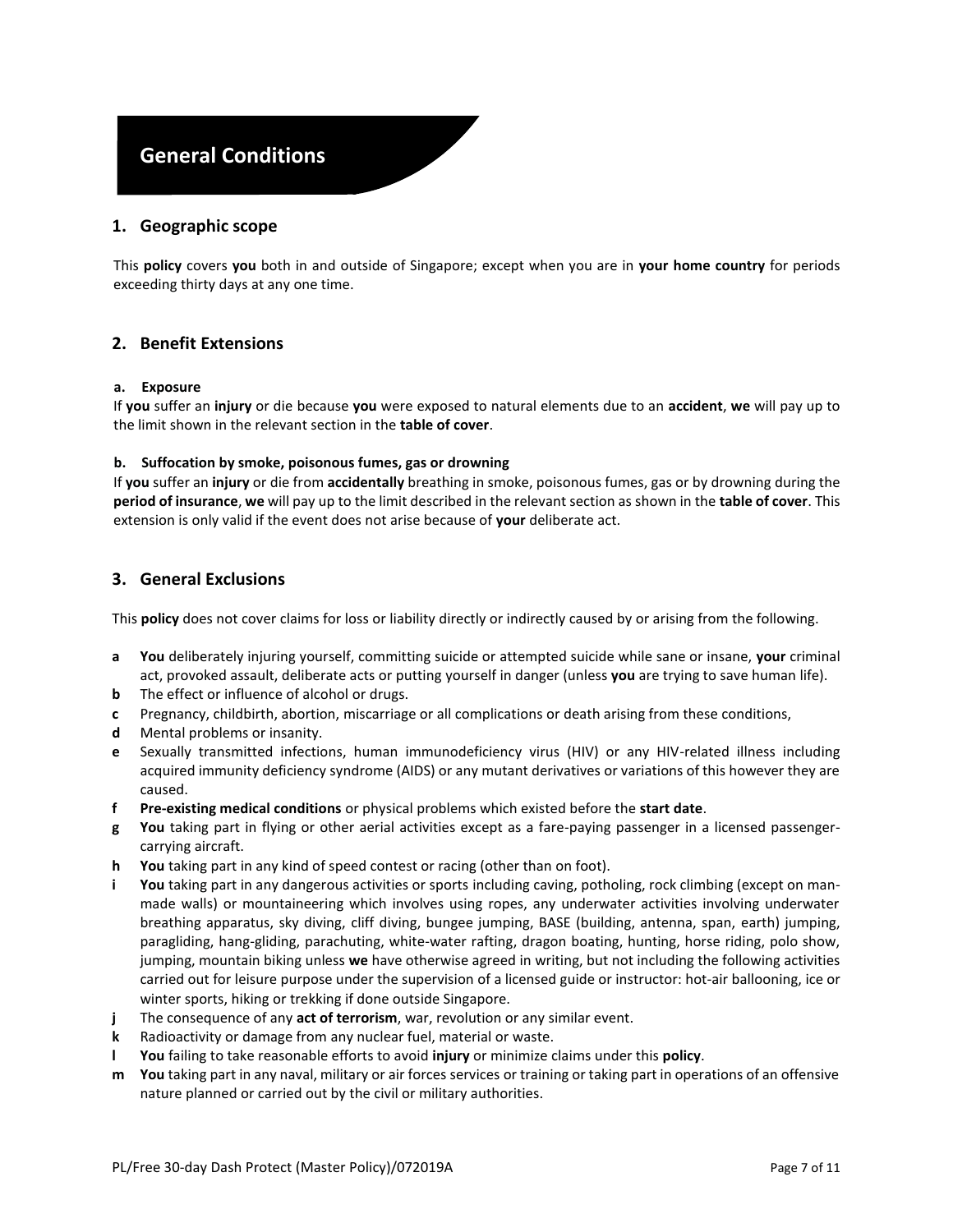# General Conditions

## 1. Geographic scope

This **policy** covers **you** both in and outside of Singapore; except when you are in **your home country** for periods exceeding thirty days at any one time.

## 2. Benefit Extensions

**a. Exposure**

If **you** suffer an **injury** or die because **you** were exposed to natural elements due to an **accident**, **we** will pay up to the limit shown in the relevant section in the **table of cover**.

**b. Suffocation by smoke, poisonous fumes, gas or drowning**

If **you** suffer an **injury** or die from **accidentally** breathing in smoke, poisonous fumes, gas or by drowning during the **period of insurance**, **we** will pay up to the limit described in the relevant section as shown in the **table of cover**. This extension is only valid if the event does not arise because of **your** deliberate act.

## 3. General Exclusions

This **policy** does not cover claims for loss or liability directly or indirectly caused by or arising from the following.

- **a** **You** deliberately injuring yourself, committing suicide or attempted suicide while sane or insane, **your** criminal act, provoked assault, deliberate acts or putting yourself in danger (unless **you** are trying to save human life).
- **b** The effect or influence of alcohol or drugs.
- **c** Pregnancy, childbirth, abortion, miscarriage or all complications or death arising from these conditions,
- **d** Mental problems or insanity.
- **e** Sexually transmitted infections, human immunodeficiency virus (HIV) or any HIV-related illness including acquired immunity deficiency syndrome (AIDS) or any mutant derivatives or variations of this however they are caused.
- **f** **Pre-existing medical conditions** or physical problems which existed before the **start date**.
- **g** **You** taking part in flying or other aerial activities except as a fare-paying passenger in a licensed passenger-carrying aircraft.
- **h** **You** taking part in any kind of speed contest or racing (other than on foot).
- **i** **You** taking part in any dangerous activities or sports including caving, potholing, rock climbing (except on man-made walls) or mountaineering which involves using ropes, any underwater activities involving underwater breathing apparatus, sky diving, cliff diving, bungee jumping, BASE (building, antenna, span, earth) jumping, paragliding, hang-gliding, parachuting, white-water rafting, dragon boating, hunting, horse riding, polo show, jumping, mountain biking unless **we** have otherwise agreed in writing, but not including the following activities carried out for leisure purpose under the supervision of a licensed guide or instructor: hot-air ballooning, ice or winter sports, hiking or trekking if done outside Singapore.
- **j** The consequence of any **act of terrorism**, war, revolution or any similar event.
- **k** Radioactivity or damage from any nuclear fuel, material or waste.
- **l** **You** failing to take reasonable efforts to avoid **injury** or minimize claims under this **policy**.
- **m** **You** taking part in any naval, military or air forces services or training or taking part in operations of an offensive nature planned or carried out by the civil or military authorities.

PL/Free 30-day Dash Protect (Master Policy)/072019A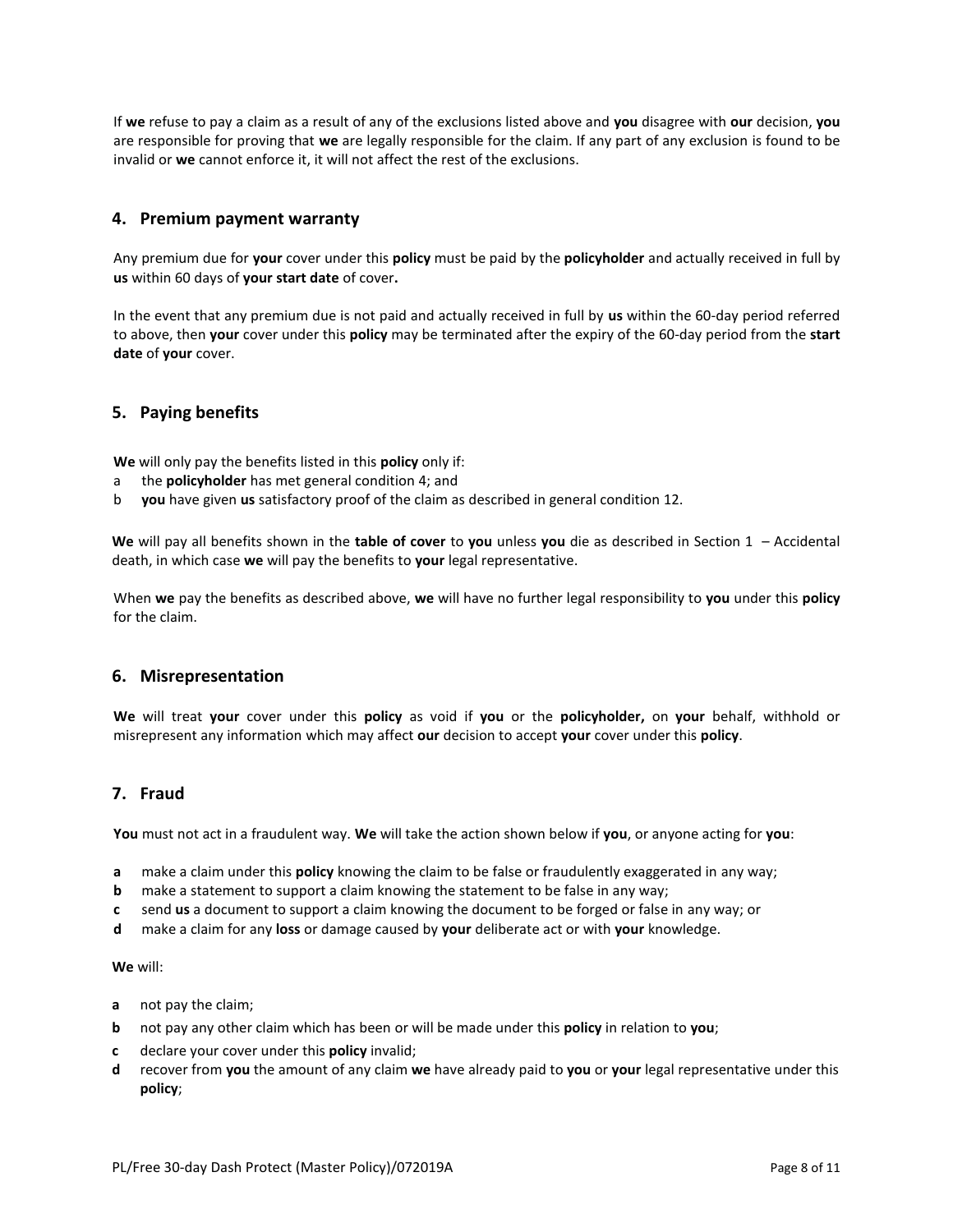If **we** refuse to pay a claim as a result of any of the exclusions listed above and **you** disagree with **our** decision, **you** are responsible for proving that **we** are legally responsible for the claim. If any part of any exclusion is found to be invalid or **we** cannot enforce it, it will not affect the rest of the exclusions.

## 4. Premium payment warranty

Any premium due for **your** cover under this **policy** must be paid by the **policyholder** and actually received in full by **us** within 60 days of **your start date** of cover**.**

In the event that any premium due is not paid and actually received in full by **us** within the 60-day period referred to above, then **your** cover under this **policy** may be terminated after the expiry of the 60-day period from the **start date** of **your** cover.

## 5. Paying benefits

**We** will only pay the benefits listed in this **policy** only if:

a the **policyholder** has met general condition 4; and
b **you** have given **us** satisfactory proof of the claim as described in general condition 12.

**We** will pay all benefits shown in the **table of cover** to **you** unless **you** die as described in Section 1 – Accidental death, in which case **we** will pay the benefits to **your** legal representative.

When **we** pay the benefits as described above, **we** will have no further legal responsibility to **you** under this **policy** for the claim.

## 6. Misrepresentation

**We** will treat **your** cover under this **policy** as void if **you** or the **policyholder,** on **your** behalf, withhold or misrepresent any information which may affect **our** decision to accept **your** cover under this **policy**.

## 7. Fraud

**You** must not act in a fraudulent way. **We** will take the action shown below if **you**, or anyone acting for **you**:

**a** make a claim under this **policy** knowing the claim to be false or fraudulently exaggerated in any way;
**b** make a statement to support a claim knowing the statement to be false in any way;
**c** send **us** a document to support a claim knowing the document to be forged or false in any way; or
**d** make a claim for any **loss** or damage caused by **your** deliberate act or with **your** knowledge.

**We** will:

**a** not pay the claim;
**b** not pay any other claim which has been or will be made under this **policy** in relation to **you**;
**c** declare your cover under this **policy** invalid;
**d** recover from **you** the amount of any claim **we** have already paid to **you** or **your** legal representative under this **policy**;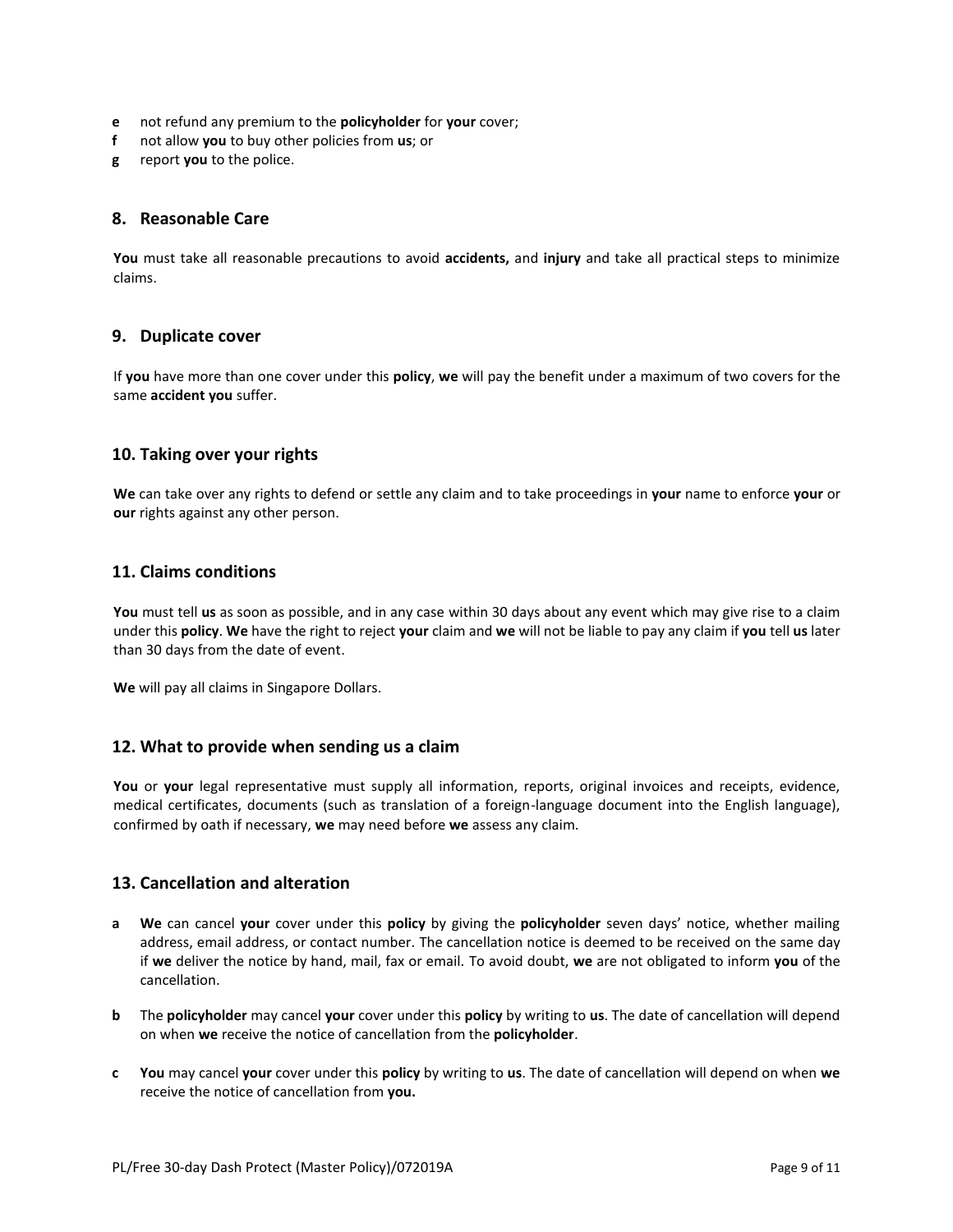**e** not refund any premium to the **policyholder** for **your** cover;
**f** not allow **you** to buy other policies from **us**; or
**g** report **you** to the police.

## 8. Reasonable Care

**You** must take all reasonable precautions to avoid **accidents,** and **injury** and take all practical steps to minimize claims.

## 9. Duplicate cover

If **you** have more than one cover under this **policy**, **we** will pay the benefit under a maximum of two covers for the same **accident you** suffer.

## 10. Taking over your rights

**We** can take over any rights to defend or settle any claim and to take proceedings in **your** name to enforce **your** or **our** rights against any other person.

## 11. Claims conditions

**You** must tell **us** as soon as possible, and in any case within 30 days about any event which may give rise to a claim under this **policy**. **We** have the right to reject **your** claim and **we** will not be liable to pay any claim if **you** tell **us** later than 30 days from the date of event.

**We** will pay all claims in Singapore Dollars.

## 12. What to provide when sending us a claim

**You** or **your** legal representative must supply all information, reports, original invoices and receipts, evidence, medical certificates, documents (such as translation of a foreign-language document into the English language), confirmed by oath if necessary, **we** may need before **we** assess any claim.

## 13. Cancellation and alteration

**a** **We** can cancel **your** cover under this **policy** by giving the **policyholder** seven days' notice, whether mailing address, email address, or contact number. The cancellation notice is deemed to be received on the same day if **we** deliver the notice by hand, mail, fax or email. To avoid doubt, **we** are not obligated to inform **you** of the cancellation.

**b** The **policyholder** may cancel **your** cover under this **policy** by writing to **us**. The date of cancellation will depend on when **we** receive the notice of cancellation from the **policyholder**.

**c** **You** may cancel **your** cover under this **policy** by writing to **us**. The date of cancellation will depend on when **we** receive the notice of cancellation from **you.**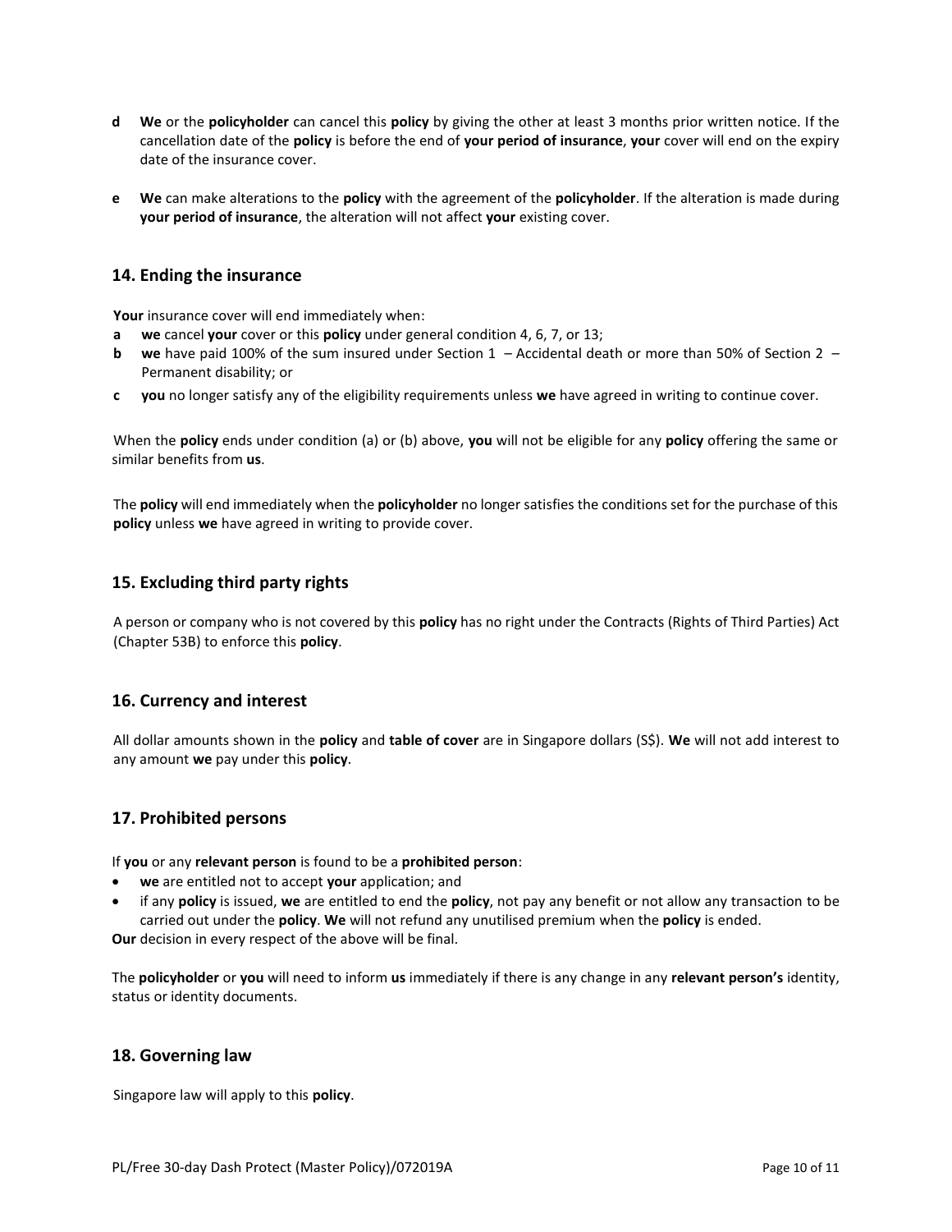**d** **We** or the **policyholder** can cancel this **policy** by giving the other at least 3 months prior written notice. If the cancellation date of the **policy** is before the end of **your period of insurance**, **your** cover will end on the expiry date of the insurance cover.

**e** **We** can make alterations to the **policy** with the agreement of the **policyholder**. If the alteration is made during **your period of insurance**, the alteration will not affect **your** existing cover.

## 14. Ending the insurance

**Your** insurance cover will end immediately when:

**a** **we** cancel **your** cover or this **policy** under general condition 4, 6, 7, or 13;

**b** **we** have paid 100% of the sum insured under Section 1 – Accidental death or more than 50% of Section 2 – Permanent disability; or

**c** **you** no longer satisfy any of the eligibility requirements unless **we** have agreed in writing to continue cover.

When the **policy** ends under condition (a) or (b) above, **you** will not be eligible for any **policy** offering the same or similar benefits from **us**.

The **policy** will end immediately when the **policyholder** no longer satisfies the conditions set for the purchase of this **policy** unless **we** have agreed in writing to provide cover.

## 15. Excluding third party rights

A person or company who is not covered by this **policy** has no right under the Contracts (Rights of Third Parties) Act (Chapter 53B) to enforce this **policy**.

## 16. Currency and interest

All dollar amounts shown in the **policy** and **table of cover** are in Singapore dollars (S$). **We** will not add interest to any amount **we** pay under this **policy**.

## 17. Prohibited persons

If **you** or any **relevant person** is found to be a **prohibited person**:

- **we** are entitled not to accept **your** application; and
- if any **policy** is issued, **we** are entitled to end the **policy**, not pay any benefit or not allow any transaction to be carried out under the **policy**. **We** will not refund any unutilised premium when the **policy** is ended.

**Our** decision in every respect of the above will be final.

The **policyholder** or **you** will need to inform **us** immediately if there is any change in any **relevant person's** identity, status or identity documents.

## 18. Governing law

Singapore law will apply to this **policy**.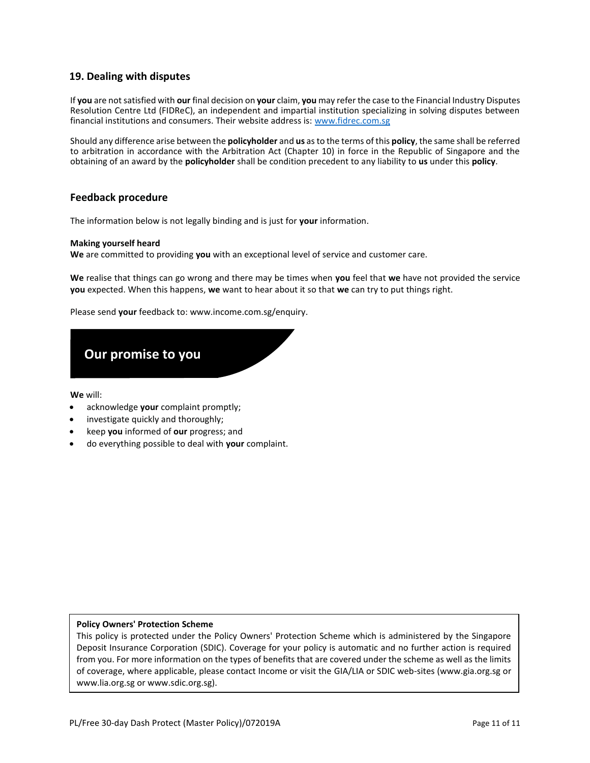## 19. Dealing with disputes

If **you** are not satisfied with **our** final decision on **your** claim, **you** may refer the case to the Financial Industry Disputes Resolution Centre Ltd (FIDReC), an independent and impartial institution specializing in solving disputes between financial institutions and consumers. Their website address is: www.fidrec.com.sg

Should any difference arise between the **policyholder** and **us** as to the terms of this **policy**, the same shall be referred to arbitration in accordance with the Arbitration Act (Chapter 10) in force in the Republic of Singapore and the obtaining of an award by the **policyholder** shall be condition precedent to any liability to **us** under this **policy**.

## Feedback procedure

The information below is not legally binding and is just for **your** information.

**Making yourself heard**

**We** are committed to providing **you** with an exceptional level of service and customer care.

**We** realise that things can go wrong and there may be times when **you** feel that **we** have not provided the service **you** expected. When this happens, **we** want to hear about it so that **we** can try to put things right.

Please send **your** feedback to: www.income.com.sg/enquiry.

## Our promise to you

**We** will:

- acknowledge **your** complaint promptly;
- investigate quickly and thoroughly;
- keep **you** informed of **our** progress; and
- do everything possible to deal with **your** complaint.

**Policy Owners' Protection Scheme**

This policy is protected under the Policy Owners' Protection Scheme which is administered by the Singapore Deposit Insurance Corporation (SDIC). Coverage for your policy is automatic and no further action is required from you. For more information on the types of benefits that are covered under the scheme as well as the limits of coverage, where applicable, please contact Income or visit the GIA/LIA or SDIC web-sites (www.gia.org.sg or www.lia.org.sg or www.sdic.org.sg).

PL/Free 30-day Dash Protect (Master Policy)/072019A